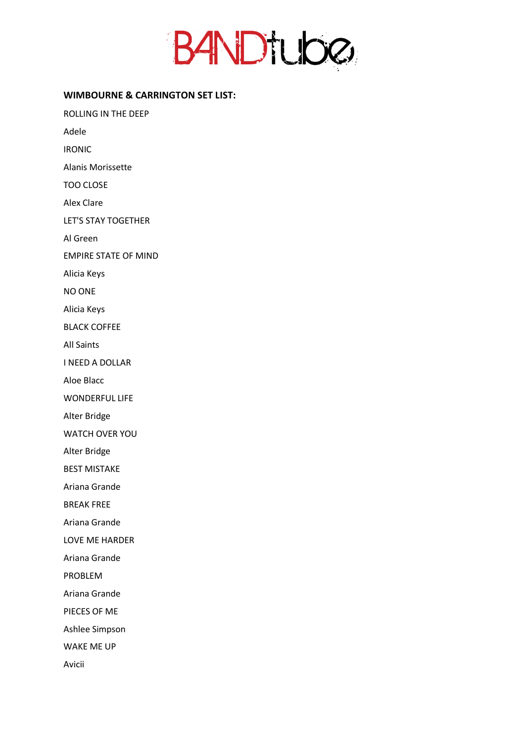BANDtube

**WIMBOURNE & CARRINGTON SET LIST:**

ROLLING IN THE DEEP

Adele

IRONIC

Alanis Morissette

TOO CLOSE

Alex Clare

LET'S STAY TOGETHER

Al Green

EMPIRE STATE OF MIND

Alicia Keys

NO ONE

Alicia Keys

BLACK COFFEE

All Saints

I NEED A DOLLAR

Aloe Blacc

WONDERFUL LIFE

Alter Bridge

WATCH OVER YOU

Alter Bridge

BEST MISTAKE

Ariana Grande

BREAK FREE

Ariana Grande

LOVE ME HARDER

Ariana Grande

PROBLEM

Ariana Grande

PIECES OF ME

Ashlee Simpson

WAKE ME UP

Avicii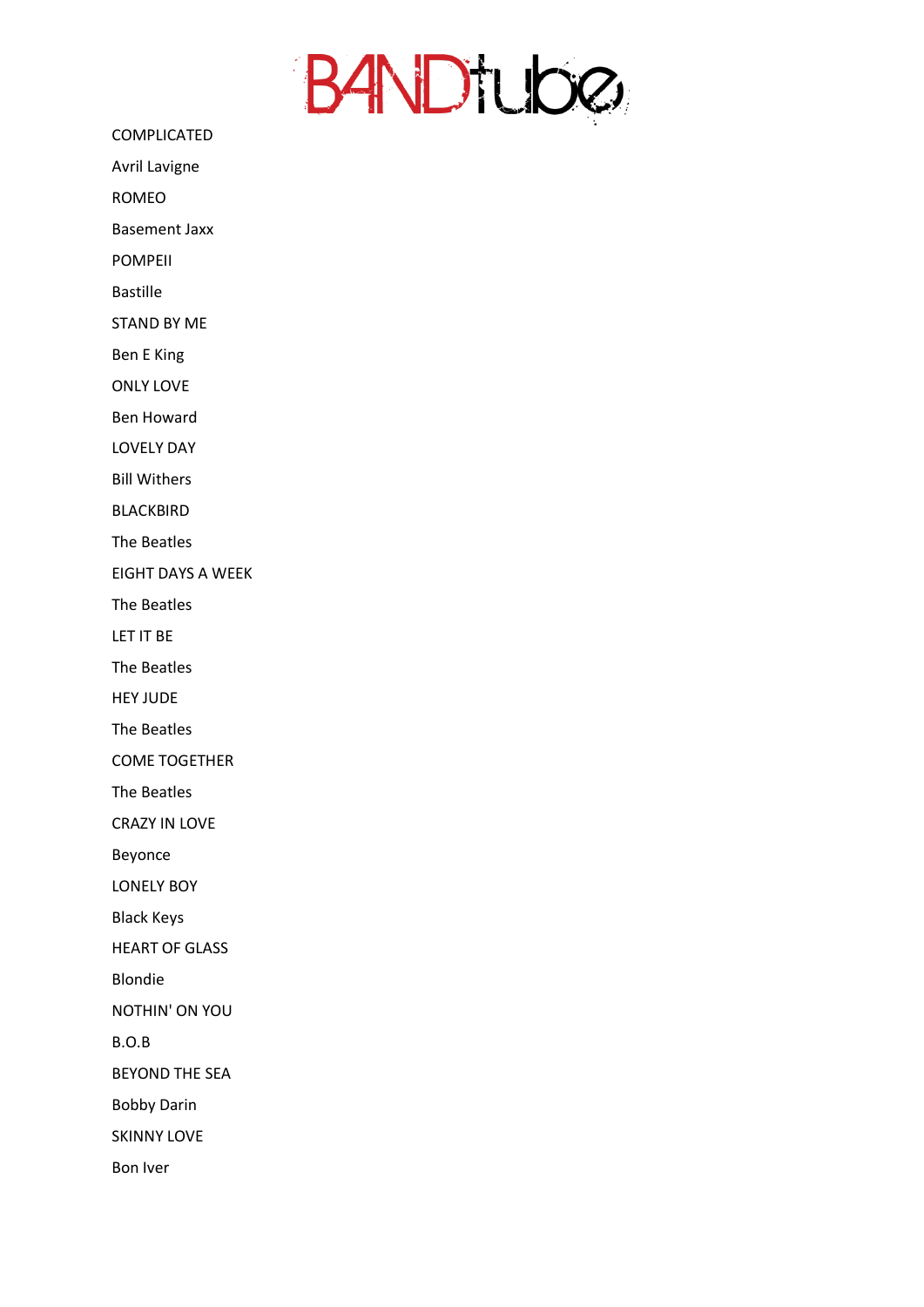COMPLICATED

Avril Lavigne

ROMEO

Basement Jaxx

POMPEII

Bastille

STAND BY ME

Ben E King

ONLY LOVE

Ben Howard

LOVELY DAY

Bill Withers

BLACKBIRD

The Beatles

EIGHT DAYS A WEEK

The Beatles

LET IT BE

The Beatles

HEY JUDE

The Beatles

COME TOGETHER

The Beatles

CRAZY IN LOVE

Beyonce

LONELY BOY

Black Keys

HEART OF GLASS

Blondie

NOTHIN' ON YOU

B.O.B

BEYOND THE SEA

Bobby Darin

SKINNY LOVE

Bon Iver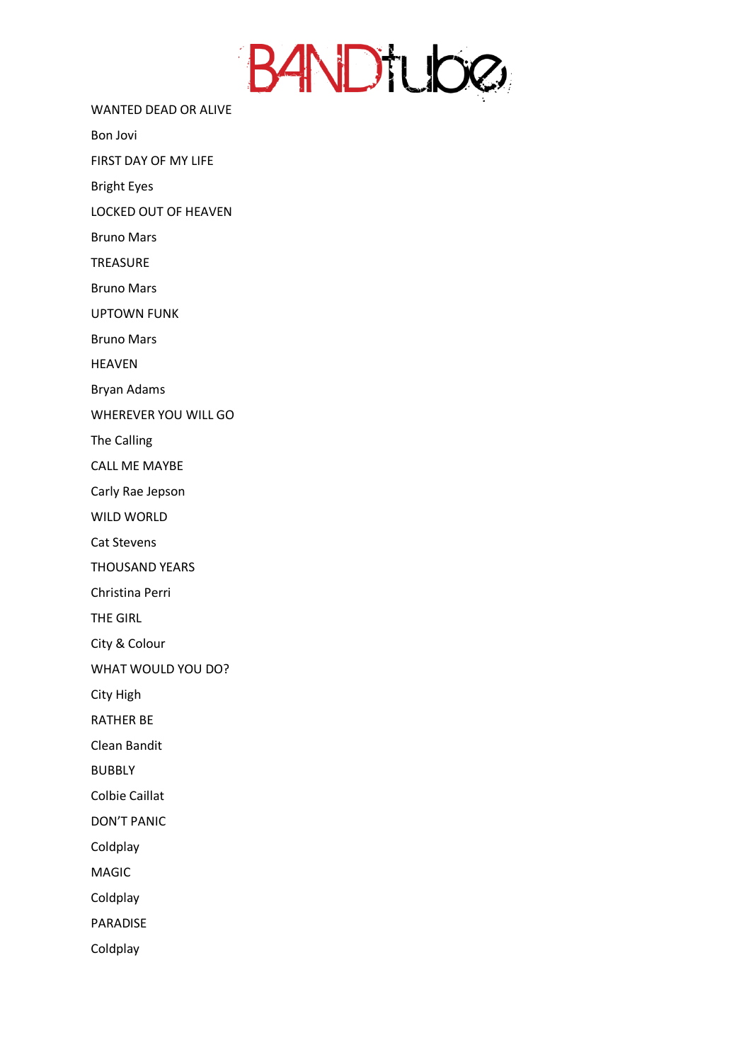WANTED DEAD OR ALIVE

Bon Jovi

FIRST DAY OF MY LIFE

Bright Eyes

LOCKED OUT OF HEAVEN

Bruno Mars

TREASURE

Bruno Mars

UPTOWN FUNK

Bruno Mars

HEAVEN

Bryan Adams

WHEREVER YOU WILL GO

The Calling

CALL ME MAYBE

Carly Rae Jepson

WILD WORLD

Cat Stevens

THOUSAND YEARS

Christina Perri

THE GIRL

City & Colour

WHAT WOULD YOU DO?

City High

RATHER BE

Clean Bandit

BUBBLY

Colbie Caillat

DON'T PANIC

Coldplay

MAGIC

Coldplay

PARADISE

Coldplay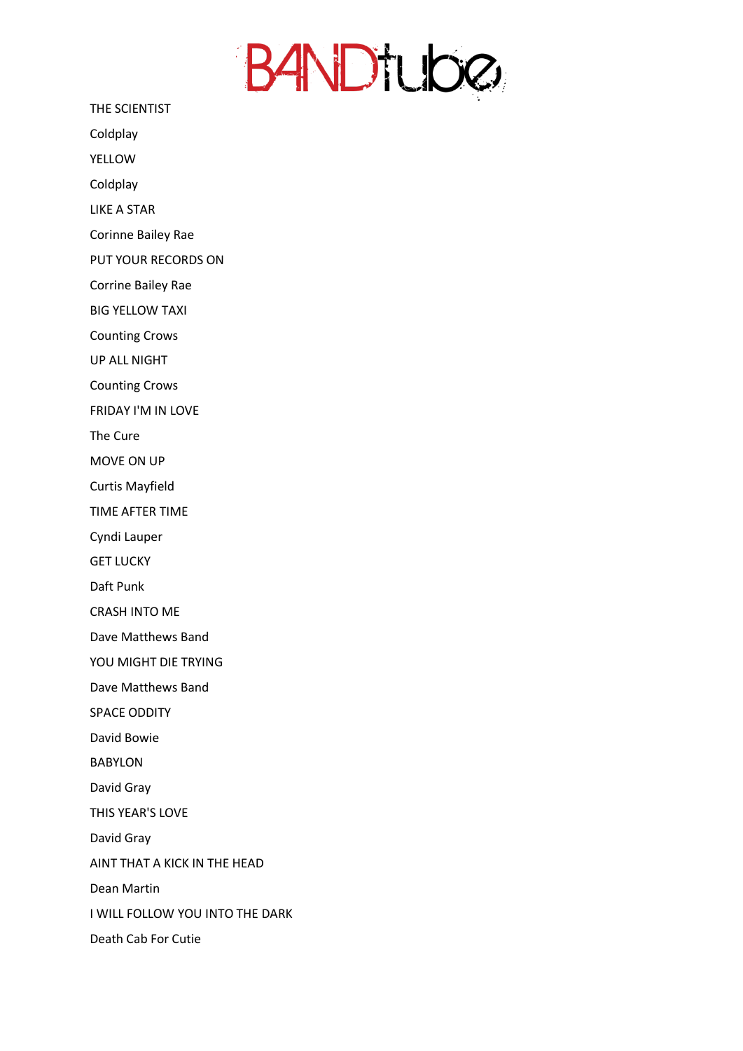THE SCIENTIST

Coldplay

YELLOW

Coldplay

LIKE A STAR

Corinne Bailey Rae

PUT YOUR RECORDS ON

Corrine Bailey Rae

BIG YELLOW TAXI

Counting Crows

UP ALL NIGHT

Counting Crows

FRIDAY I'M IN LOVE

The Cure

MOVE ON UP

Curtis Mayfield

TIME AFTER TIME

Cyndi Lauper

GET LUCKY

Daft Punk

CRASH INTO ME

Dave Matthews Band

YOU MIGHT DIE TRYING

Dave Matthews Band

SPACE ODDITY

David Bowie

BABYLON

David Gray

THIS YEAR'S LOVE

David Gray

AINT THAT A KICK IN THE HEAD

Dean Martin

I WILL FOLLOW YOU INTO THE DARK

Death Cab For Cutie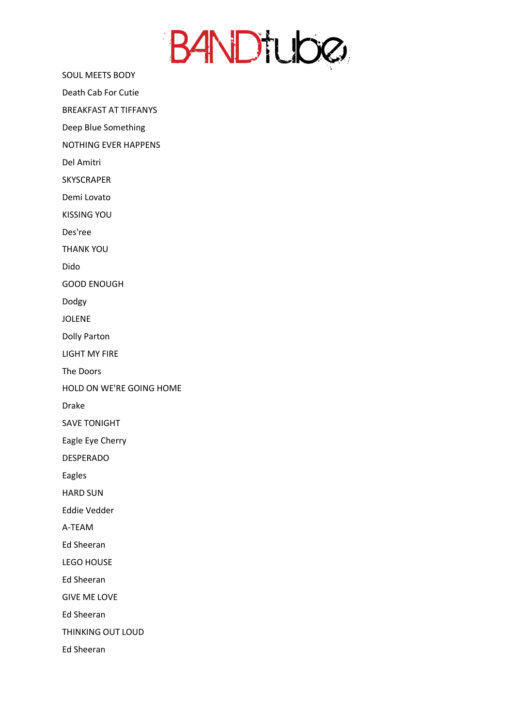SOUL MEETS BODY

Death Cab For Cutie

BREAKFAST AT TIFFANYS

Deep Blue Something

NOTHING EVER HAPPENS

Del Amitri

SKYSCRAPER

Demi Lovato

KISSING YOU

Des'ree

THANK YOU

Dido

GOOD ENOUGH

Dodgy

JOLENE

Dolly Parton

LIGHT MY FIRE

The Doors

HOLD ON WE'RE GOING HOME

Drake

SAVE TONIGHT

Eagle Eye Cherry

DESPERADO

Eagles

HARD SUN

Eddie Vedder

A-TEAM

Ed Sheeran

LEGO HOUSE

Ed Sheeran

GIVE ME LOVE

Ed Sheeran

THINKING OUT LOUD

Ed Sheeran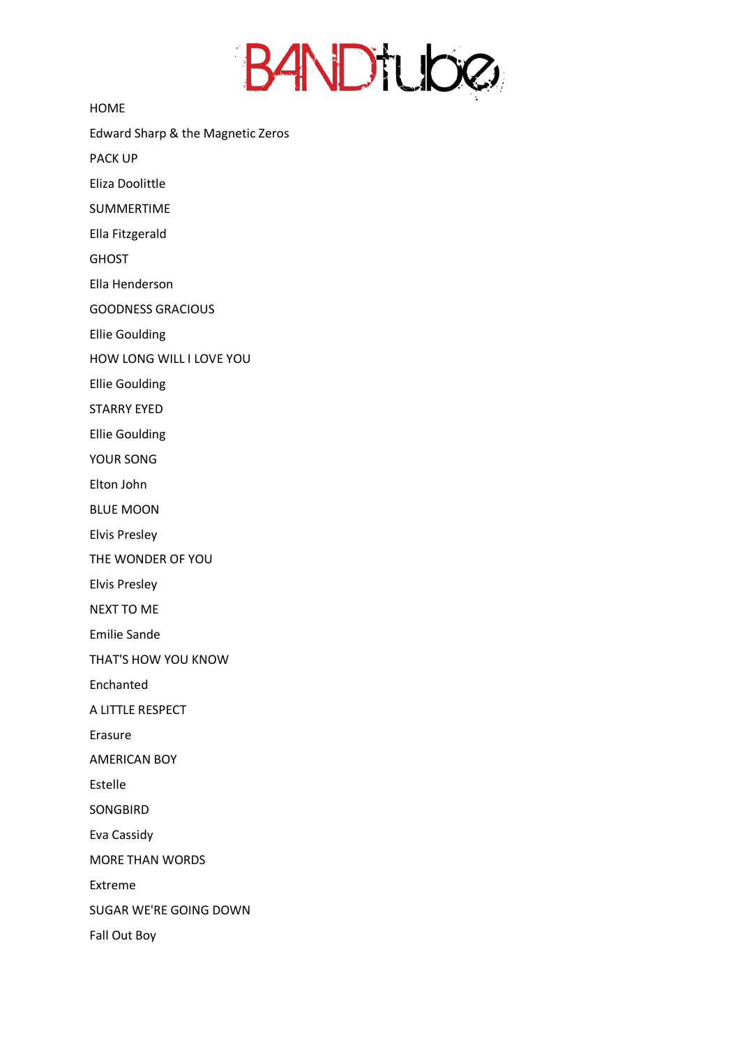HOME

Edward Sharp & the Magnetic Zeros

PACK UP

Eliza Doolittle

SUMMERTIME

Ella Fitzgerald

GHOST

Ella Henderson

GOODNESS GRACIOUS

Ellie Goulding

HOW LONG WILL I LOVE YOU

Ellie Goulding

STARRY EYED

Ellie Goulding

YOUR SONG

Elton John

BLUE MOON

Elvis Presley

THE WONDER OF YOU

Elvis Presley

NEXT TO ME

Emilie Sande

THAT'S HOW YOU KNOW

Enchanted

A LITTLE RESPECT

Erasure

AMERICAN BOY

Estelle

SONGBIRD

Eva Cassidy

MORE THAN WORDS

Extreme

SUGAR WE'RE GOING DOWN

Fall Out Boy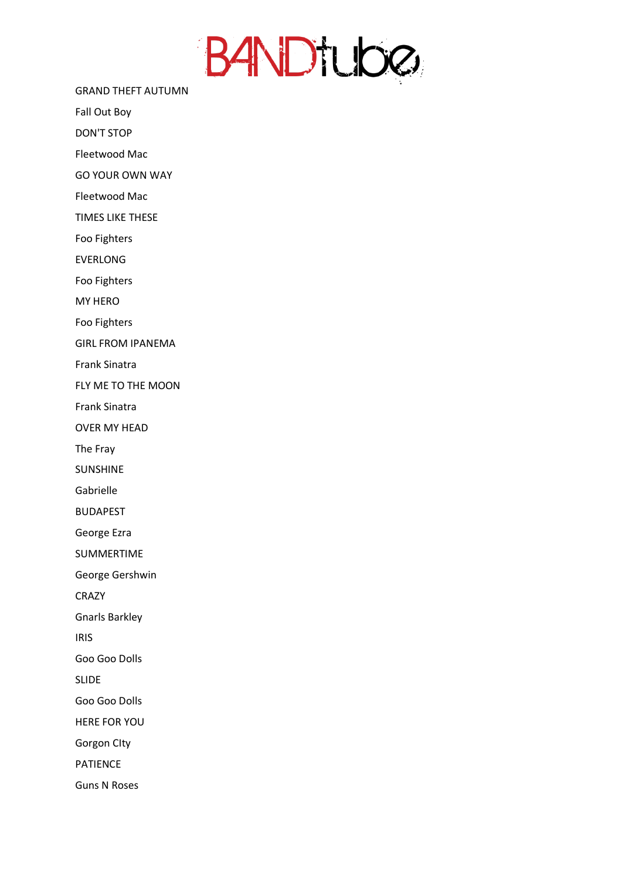GRAND THEFT AUTUMN

Fall Out Boy

DON'T STOP

Fleetwood Mac

GO YOUR OWN WAY

Fleetwood Mac

TIMES LIKE THESE

Foo Fighters

EVERLONG

Foo Fighters

MY HERO

Foo Fighters

GIRL FROM IPANEMA

Frank Sinatra

FLY ME TO THE MOON

Frank Sinatra

OVER MY HEAD

The Fray

SUNSHINE

Gabrielle

BUDAPEST

George Ezra

SUMMERTIME

George Gershwin

CRAZY

Gnarls Barkley

IRIS

Goo Goo Dolls

SLIDE

Goo Goo Dolls

HERE FOR YOU

Gorgon CIty

PATIENCE

Guns N Roses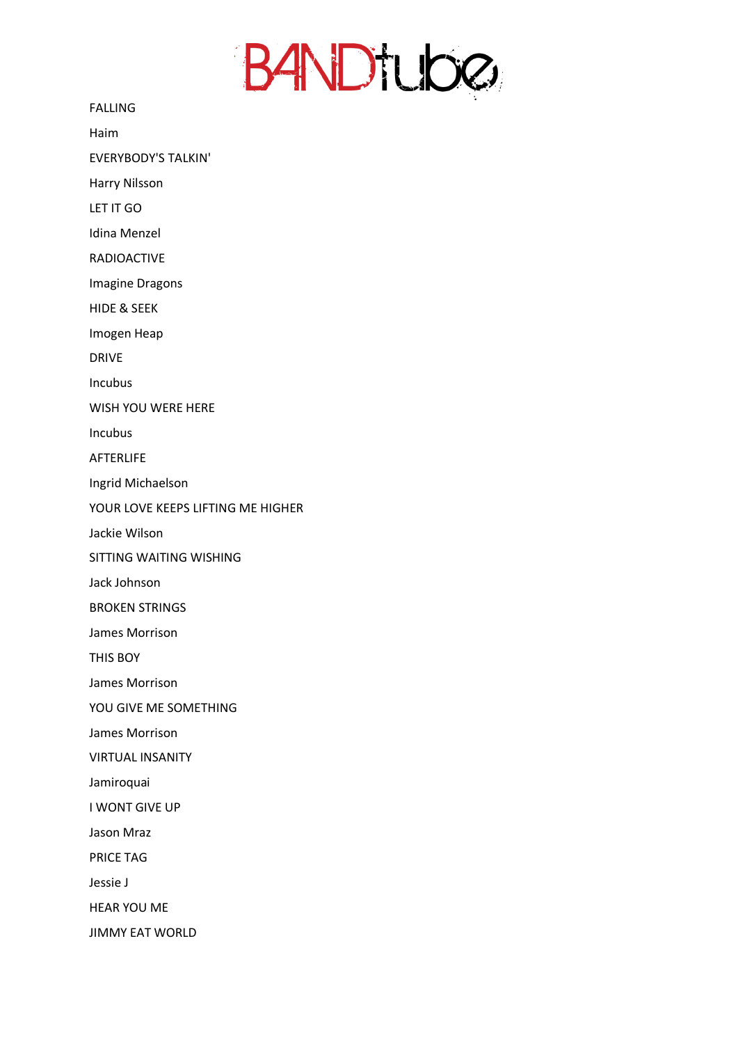FALLING

Haim

EVERYBODY'S TALKIN'

Harry Nilsson

LET IT GO

Idina Menzel

RADIOACTIVE

Imagine Dragons

HIDE & SEEK

Imogen Heap

DRIVE

Incubus

WISH YOU WERE HERE

Incubus

AFTERLIFE

Ingrid Michaelson

YOUR LOVE KEEPS LIFTING ME HIGHER

Jackie Wilson

SITTING WAITING WISHING

Jack Johnson

BROKEN STRINGS

James Morrison

THIS BOY

James Morrison

YOU GIVE ME SOMETHING

James Morrison

VIRTUAL INSANITY

Jamiroquai

I WONT GIVE UP

Jason Mraz

PRICE TAG

Jessie J

HEAR YOU ME

JIMMY EAT WORLD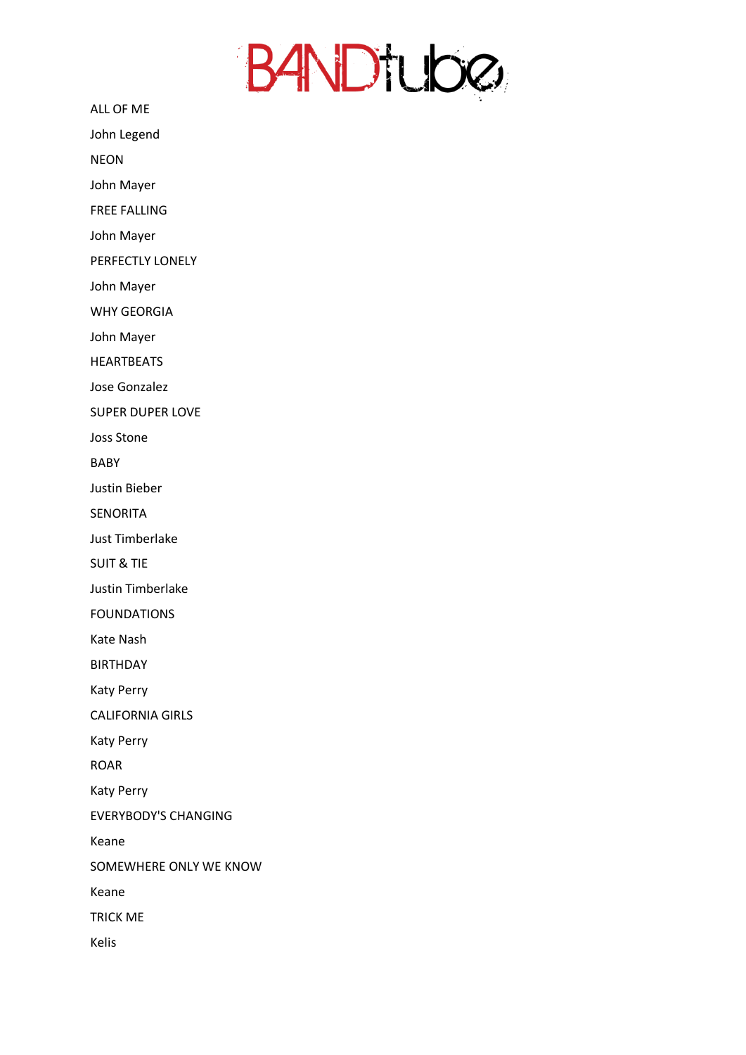ALL OF ME

John Legend

NEON

John Mayer

FREE FALLING

John Mayer

PERFECTLY LONELY

John Mayer

WHY GEORGIA

John Mayer

HEARTBEATS

Jose Gonzalez

SUPER DUPER LOVE

Joss Stone

BABY

Justin Bieber

SENORITA

Just Timberlake

SUIT & TIE

Justin Timberlake

FOUNDATIONS

Kate Nash

BIRTHDAY

Katy Perry

CALIFORNIA GIRLS

Katy Perry

ROAR

Katy Perry

EVERYBODY'S CHANGING

Keane

SOMEWHERE ONLY WE KNOW

Keane

TRICK ME

Kelis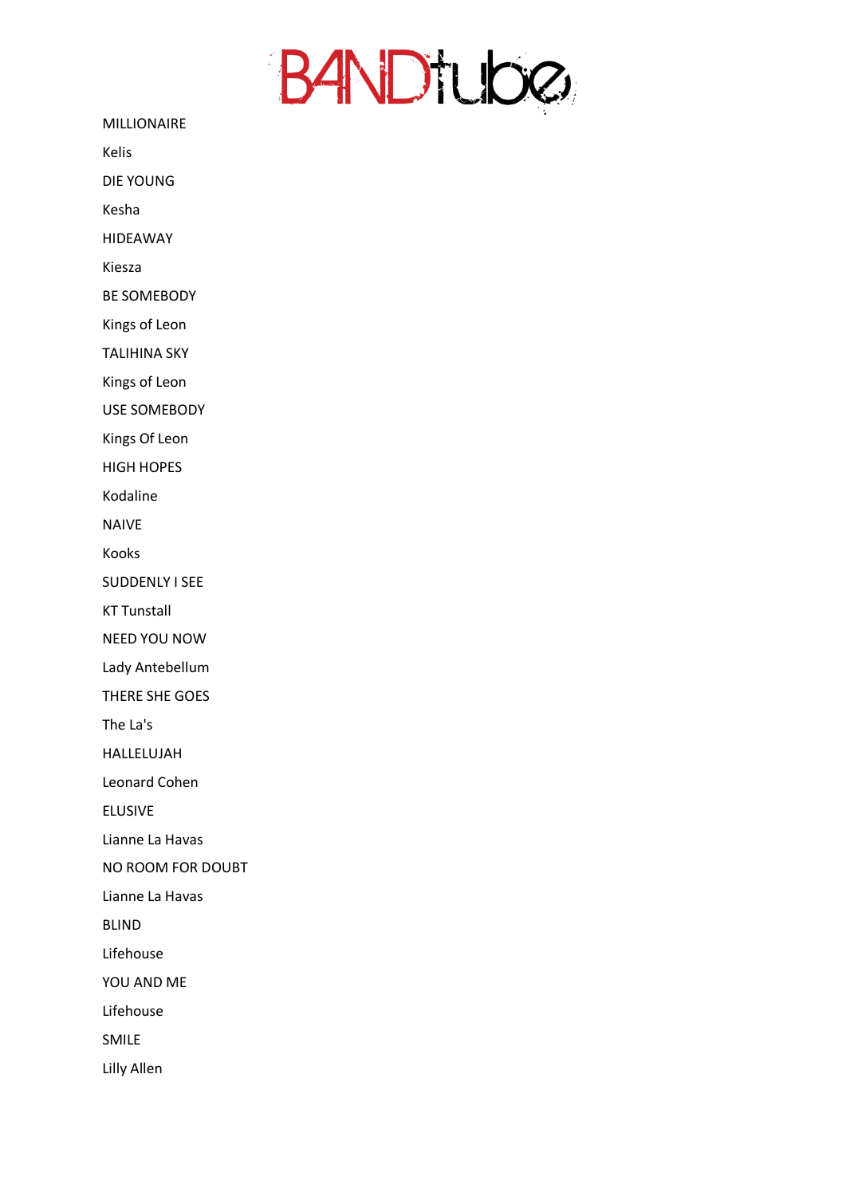MILLIONAIRE

Kelis

DIE YOUNG

Kesha

HIDEAWAY

Kiesza

BE SOMEBODY

Kings of Leon

TALIHINA SKY

Kings of Leon

USE SOMEBODY

Kings Of Leon

HIGH HOPES

Kodaline

NAIVE

Kooks

SUDDENLY I SEE

KT Tunstall

NEED YOU NOW

Lady Antebellum

THERE SHE GOES

The La's

HALLELUJAH

Leonard Cohen

ELUSIVE

Lianne La Havas

NO ROOM FOR DOUBT

Lianne La Havas

BLIND

Lifehouse

YOU AND ME

Lifehouse

SMILE

Lilly Allen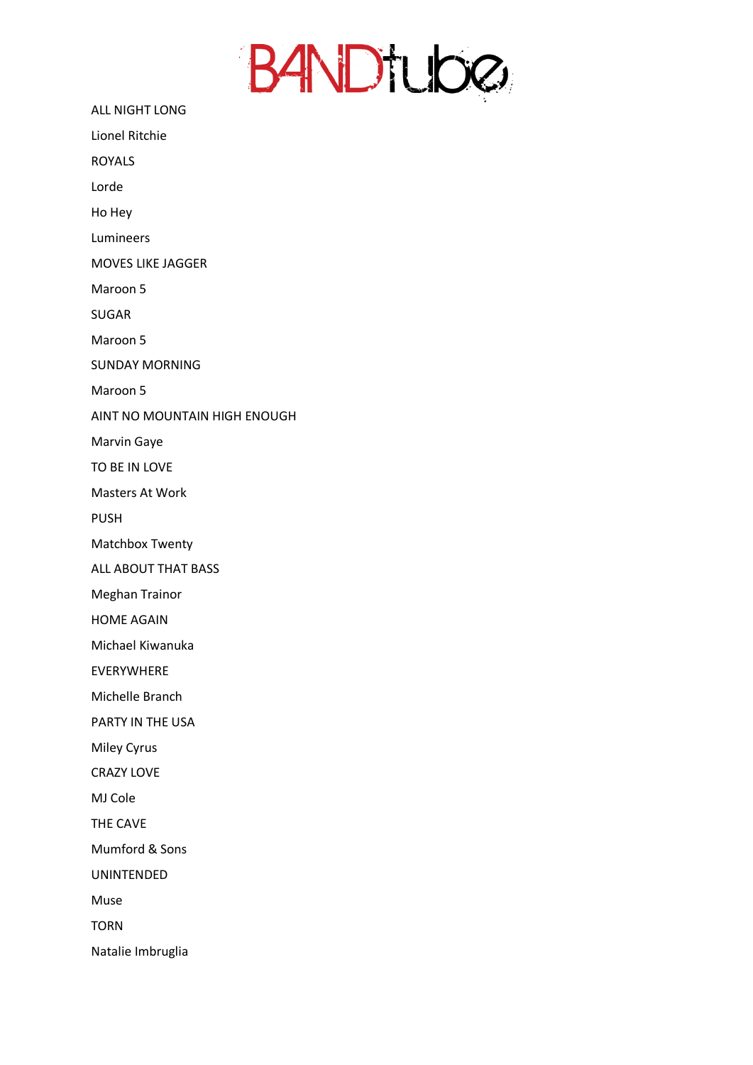ALL NIGHT LONG

Lionel Ritchie

ROYALS

Lorde

Ho Hey

Lumineers

MOVES LIKE JAGGER

Maroon 5

SUGAR

Maroon 5

SUNDAY MORNING

Maroon 5

AINT NO MOUNTAIN HIGH ENOUGH

Marvin Gaye

TO BE IN LOVE

Masters At Work

PUSH

Matchbox Twenty

ALL ABOUT THAT BASS

Meghan Trainor

HOME AGAIN

Michael Kiwanuka

EVERYWHERE

Michelle Branch

PARTY IN THE USA

Miley Cyrus

CRAZY LOVE

MJ Cole

THE CAVE

Mumford & Sons

UNINTENDED

Muse

TORN

Natalie Imbruglia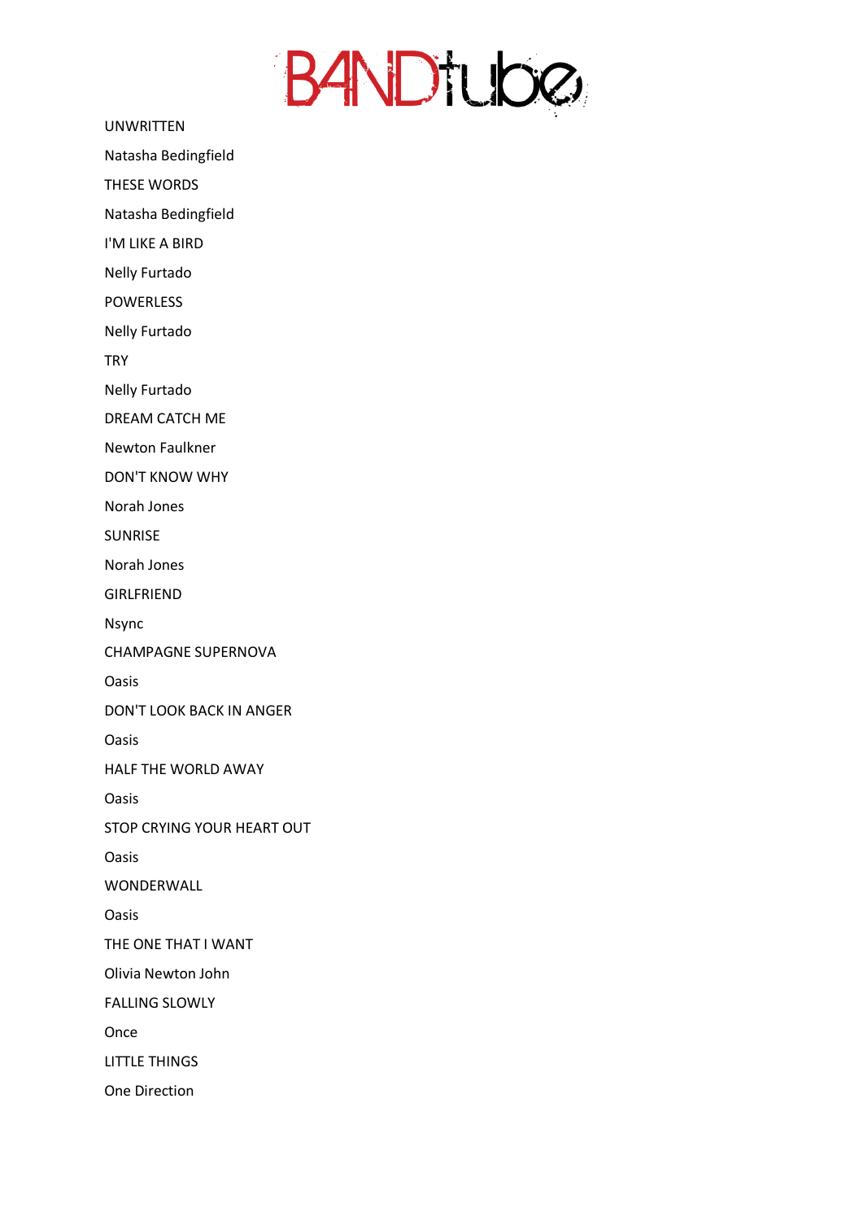UNWRITTEN

Natasha Bedingfield

THESE WORDS

Natasha Bedingfield

I'M LIKE A BIRD

Nelly Furtado

POWERLESS

Nelly Furtado

TRY

Nelly Furtado

DREAM CATCH ME

Newton Faulkner

DON'T KNOW WHY

Norah Jones

SUNRISE

Norah Jones

GIRLFRIEND

Nsync

CHAMPAGNE SUPERNOVA

Oasis

DON'T LOOK BACK IN ANGER

Oasis

HALF THE WORLD AWAY

Oasis

STOP CRYING YOUR HEART OUT

Oasis

WONDERWALL

Oasis

THE ONE THAT I WANT

Olivia Newton John

FALLING SLOWLY

Once

LITTLE THINGS

One Direction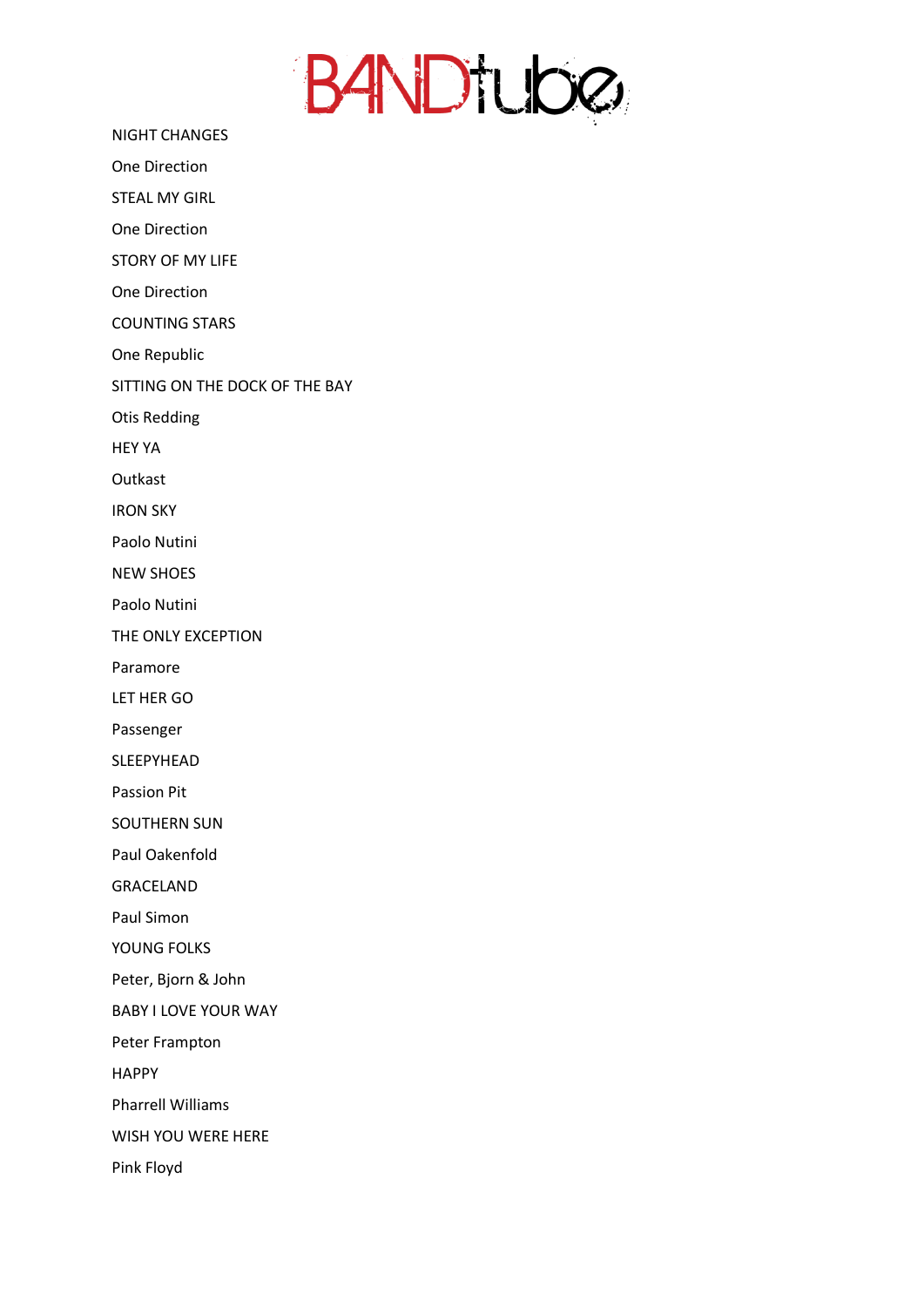NIGHT CHANGES

One Direction

STEAL MY GIRL

One Direction

STORY OF MY LIFE

One Direction

COUNTING STARS

One Republic

SITTING ON THE DOCK OF THE BAY

Otis Redding

HEY YA

Outkast

IRON SKY

Paolo Nutini

NEW SHOES

Paolo Nutini

THE ONLY EXCEPTION

Paramore

LET HER GO

Passenger

SLEEPYHEAD

Passion Pit

SOUTHERN SUN

Paul Oakenfold

GRACELAND

Paul Simon

YOUNG FOLKS

Peter, Bjorn & John

BABY I LOVE YOUR WAY

Peter Frampton

HAPPY

Pharrell Williams

WISH YOU WERE HERE

Pink Floyd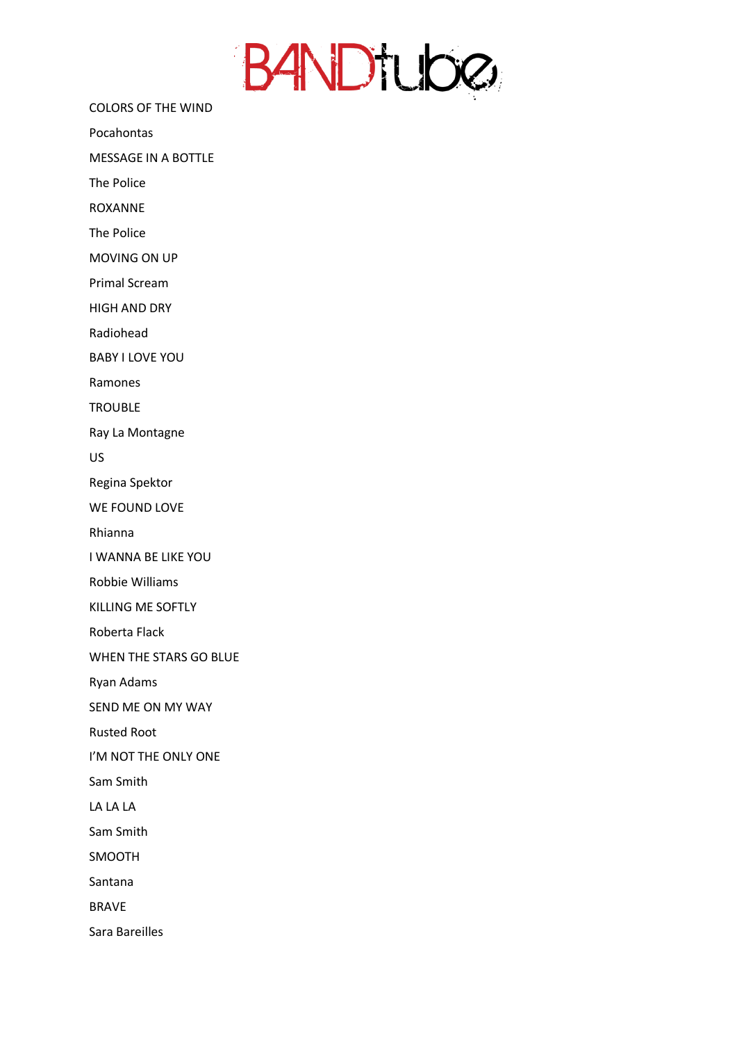COLORS OF THE WIND

Pocahontas

MESSAGE IN A BOTTLE

The Police

ROXANNE

The Police

MOVING ON UP

Primal Scream

HIGH AND DRY

Radiohead

BABY I LOVE YOU

Ramones

TROUBLE

Ray La Montagne

US

Regina Spektor

WE FOUND LOVE

Rhianna

I WANNA BE LIKE YOU

Robbie Williams

KILLING ME SOFTLY

Roberta Flack

WHEN THE STARS GO BLUE

Ryan Adams

SEND ME ON MY WAY

Rusted Root

I'M NOT THE ONLY ONE

Sam Smith

LA LA LA

Sam Smith

SMOOTH

Santana

BRAVE

Sara Bareilles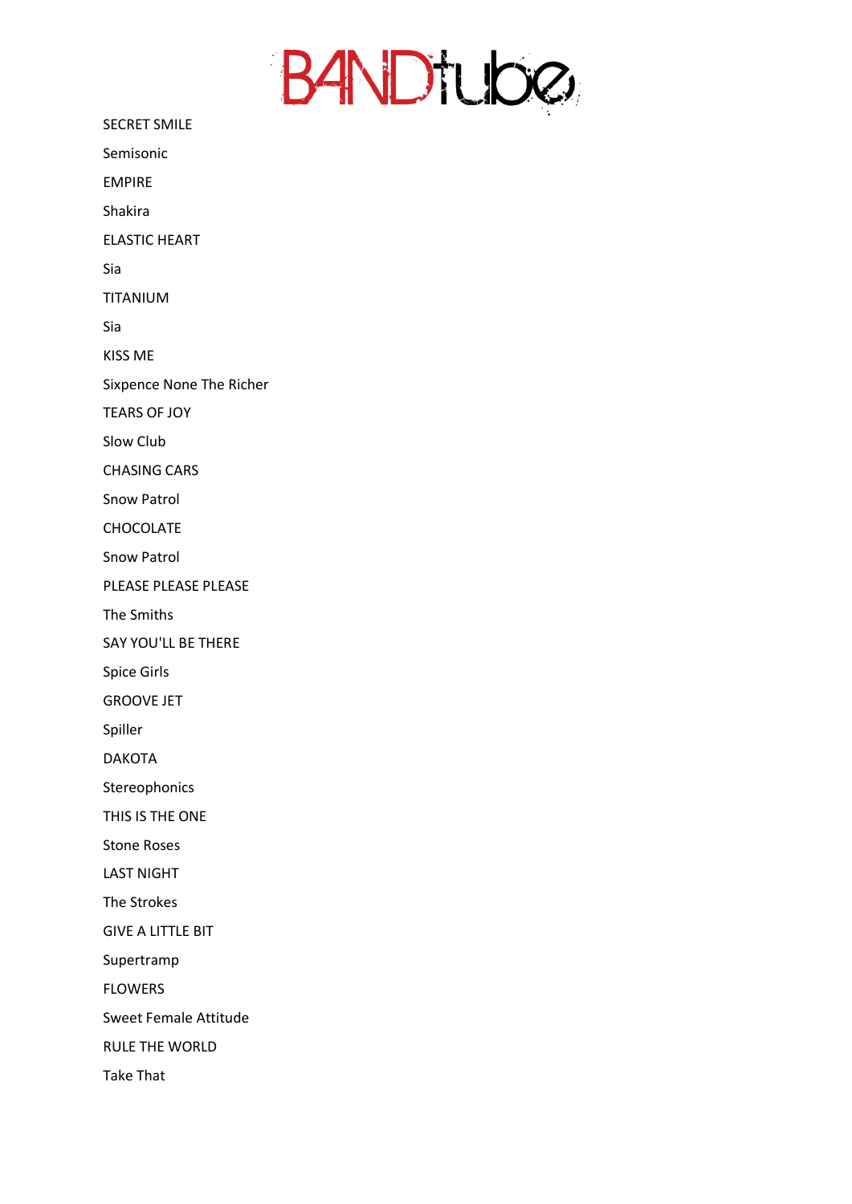SECRET SMILE

Semisonic

EMPIRE

Shakira

ELASTIC HEART

Sia

TITANIUM

Sia

KISS ME

Sixpence None The Richer

TEARS OF JOY

Slow Club

CHASING CARS

Snow Patrol

CHOCOLATE

Snow Patrol

PLEASE PLEASE PLEASE

The Smiths

SAY YOU'LL BE THERE

Spice Girls

GROOVE JET

Spiller

DAKOTA

Stereophonics

THIS IS THE ONE

Stone Roses

LAST NIGHT

The Strokes

GIVE A LITTLE BIT

Supertramp

FLOWERS

Sweet Female Attitude

RULE THE WORLD

Take That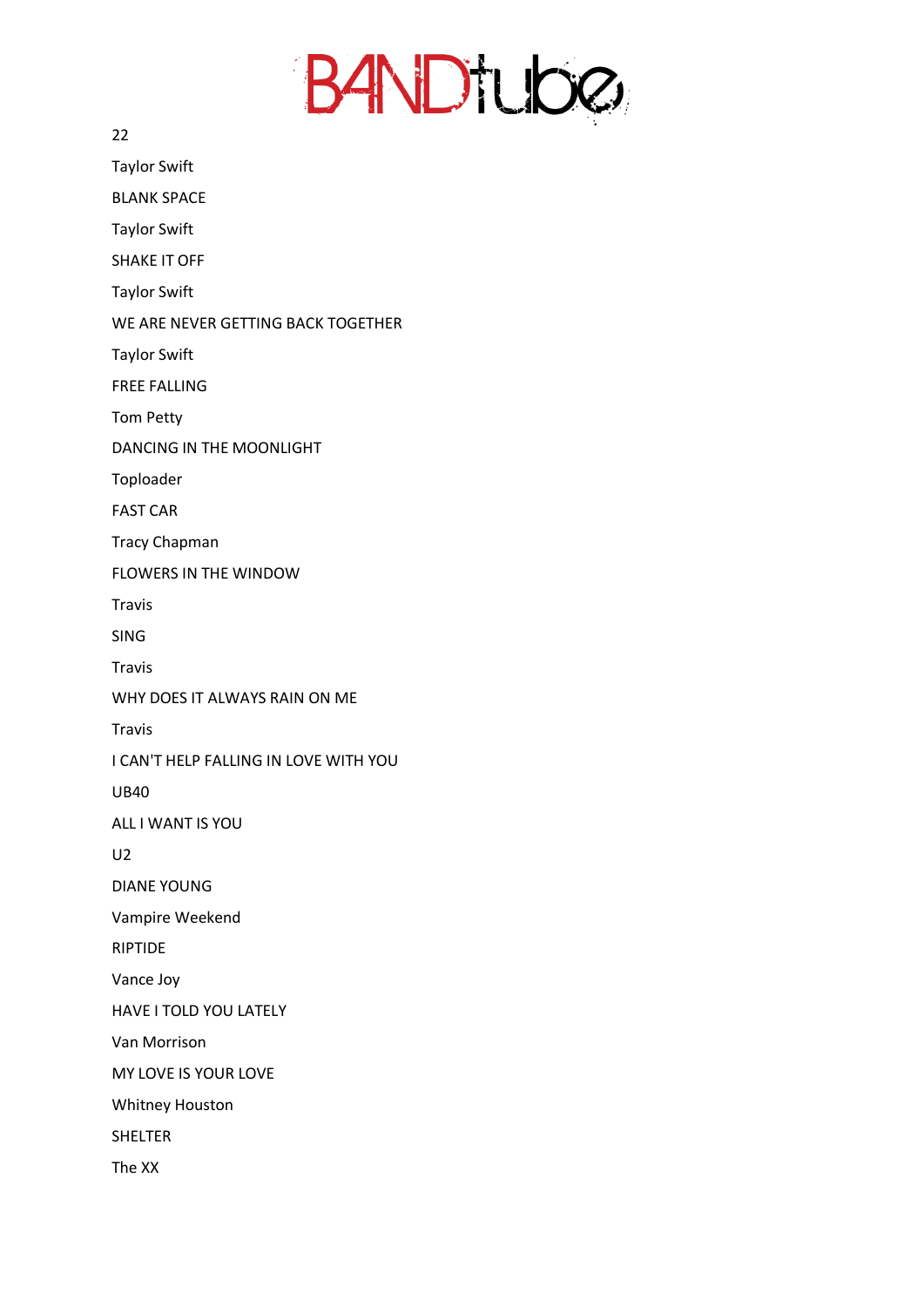22

Taylor Swift

BLANK SPACE

Taylor Swift

SHAKE IT OFF

Taylor Swift

WE ARE NEVER GETTING BACK TOGETHER

Taylor Swift

FREE FALLING

Tom Petty

DANCING IN THE MOONLIGHT

Toploader

FAST CAR

Tracy Chapman

FLOWERS IN THE WINDOW

Travis

SING

Travis

WHY DOES IT ALWAYS RAIN ON ME

Travis

I CAN'T HELP FALLING IN LOVE WITH YOU

UB40

ALL I WANT IS YOU

U2

DIANE YOUNG

Vampire Weekend

RIPTIDE

Vance Joy

HAVE I TOLD YOU LATELY

Van Morrison

MY LOVE IS YOUR LOVE

Whitney Houston

SHELTER

The XX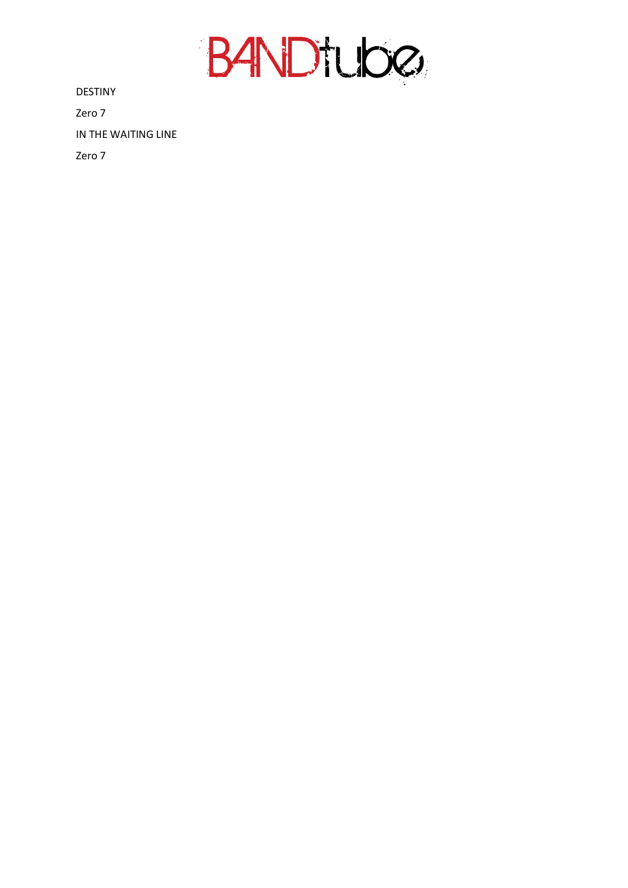BANDtube

DESTINY

Zero 7

IN THE WAITING LINE

Zero 7